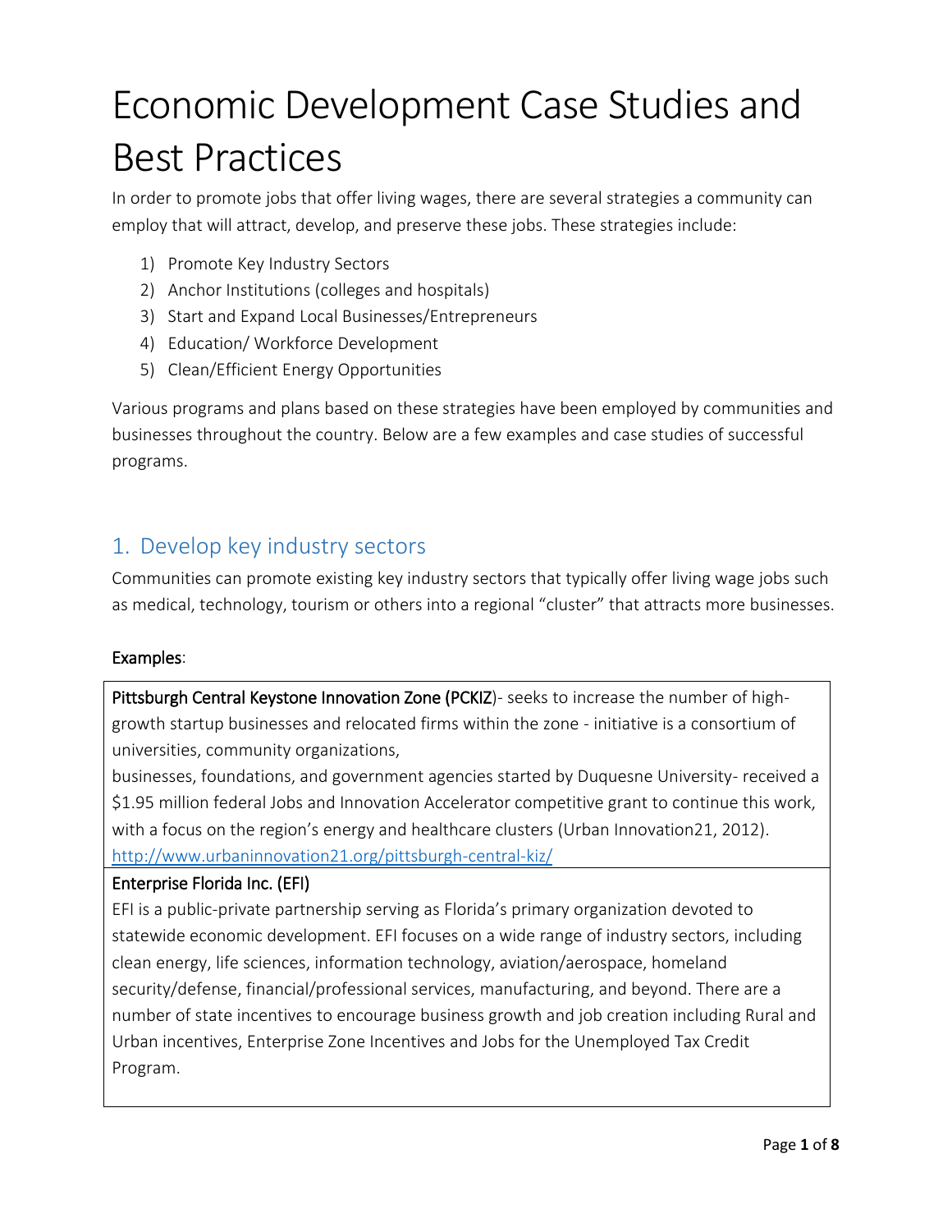# Economic Development Case Studies and Best Practices

In order to promote jobs that offer living wages, there are several strategies a community can employ that will attract, develop, and preserve these jobs. These strategies include:

1) Promote Key Industry Sectors
2) Anchor Institutions (colleges and hospitals)
3) Start and Expand Local Businesses/Entrepreneurs
4) Education/ Workforce Development
5) Clean/Efficient Energy Opportunities

Various programs and plans based on these strategies have been employed by communities and businesses throughout the country. Below are a few examples and case studies of successful programs.

## 1. Develop key industry sectors

Communities can promote existing key industry sectors that typically offer living wage jobs such as medical, technology, tourism or others into a regional "cluster" that attracts more businesses.

Examples:

Pittsburgh Central Keystone Innovation Zone (PCKIZ)- seeks to increase the number of high-growth startup businesses and relocated firms within the zone - initiative is a consortium of universities, community organizations,
businesses, foundations, and government agencies started by Duquesne University- received a $1.95 million federal Jobs and Innovation Accelerator competitive grant to continue this work, with a focus on the region's energy and healthcare clusters (Urban Innovation21, 2012).
http://www.urbaninnovation21.org/pittsburgh-central-kiz/

Enterprise Florida Inc. (EFI)

EFI is a public-private partnership serving as Florida's primary organization devoted to statewide economic development. EFI focuses on a wide range of industry sectors, including clean energy, life sciences, information technology, aviation/aerospace, homeland security/defense, financial/professional services, manufacturing, and beyond. There are a number of state incentives to encourage business growth and job creation including Rural and Urban incentives, Enterprise Zone Incentives and Jobs for the Unemployed Tax Credit Program.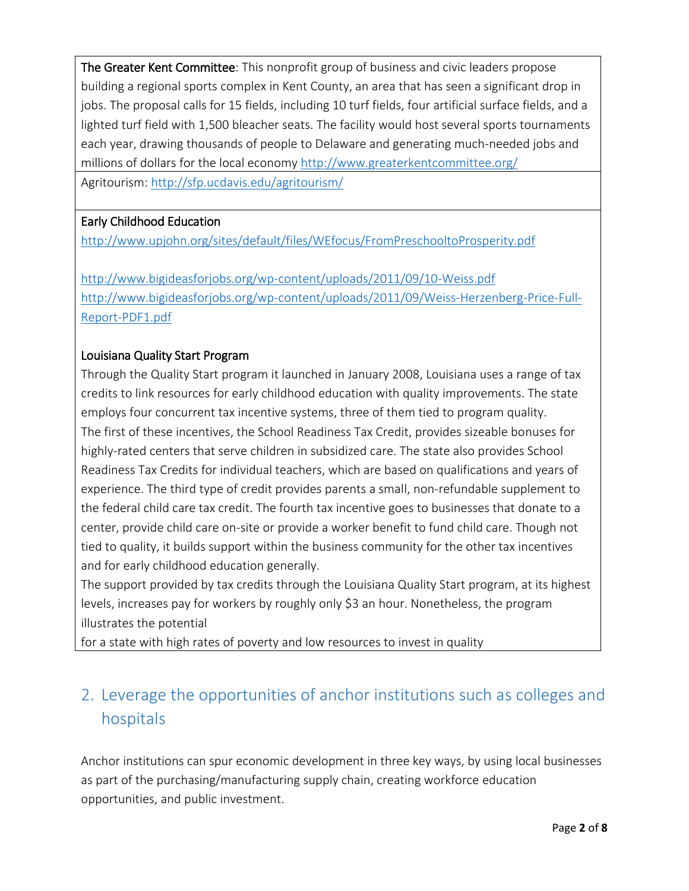**The Greater Kent Committee**: This nonprofit group of business and civic leaders propose building a regional sports complex in Kent County, an area that has seen a significant drop in jobs. The proposal calls for 15 fields, including 10 turf fields, four artificial surface fields, and a lighted turf field with 1,500 bleacher seats. The facility would host several sports tournaments each year, drawing thousands of people to Delaware and generating much-needed jobs and millions of dollars for the local economy http://www.greaterkentcommittee.org/

Agritourism: http://sfp.ucdavis.edu/agritourism/

**Early Childhood Education**

http://www.upjohn.org/sites/default/files/WEfocus/FromPreschooltoProsperity.pdf

http://www.bigideasforjobs.org/wp-content/uploads/2011/09/10-Weiss.pdf
http://www.bigideasforjobs.org/wp-content/uploads/2011/09/Weiss-Herzenberg-Price-Full-Report-PDF1.pdf

**Louisiana Quality Start Program**

Through the Quality Start program it launched in January 2008, Louisiana uses a range of tax credits to link resources for early childhood education with quality improvements. The state employs four concurrent tax incentive systems, three of them tied to program quality.
The first of these incentives, the School Readiness Tax Credit, provides sizeable bonuses for highly-rated centers that serve children in subsidized care. The state also provides School Readiness Tax Credits for individual teachers, which are based on qualifications and years of experience. The third type of credit provides parents a small, non-refundable supplement to the federal child care tax credit. The fourth tax incentive goes to businesses that donate to a center, provide child care on-site or provide a worker benefit to fund child care. Though not tied to quality, it builds support within the business community for the other tax incentives and for early childhood education generally.
The support provided by tax credits through the Louisiana Quality Start program, at its highest levels, increases pay for workers by roughly only $3 an hour. Nonetheless, the program illustrates the potential
for a state with high rates of poverty and low resources to invest in quality

## 2. Leverage the opportunities of anchor institutions such as colleges and hospitals

Anchor institutions can spur economic development in three key ways, by using local businesses as part of the purchasing/manufacturing supply chain, creating workforce education opportunities, and public investment.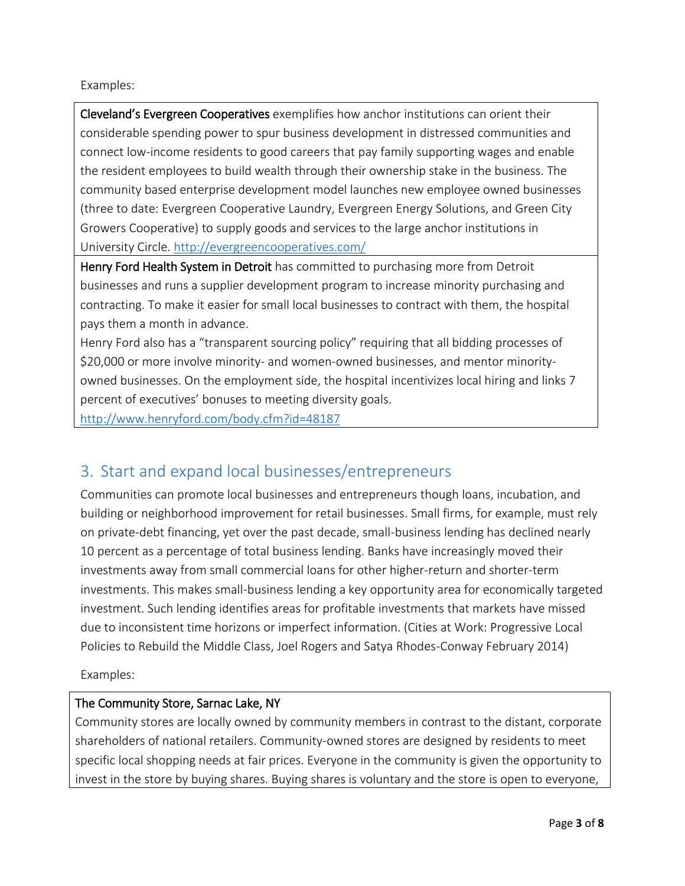Examples:

**Cleveland's Evergreen Cooperatives** exemplifies how anchor institutions can orient their considerable spending power to spur business development in distressed communities and connect low-income residents to good careers that pay family supporting wages and enable the resident employees to build wealth through their ownership stake in the business. The community based enterprise development model launches new employee owned businesses (three to date: Evergreen Cooperative Laundry, Evergreen Energy Solutions, and Green City Growers Cooperative) to supply goods and services to the large anchor institutions in University Circle. http://evergreencooperatives.com/

**Henry Ford Health System in Detroit** has committed to purchasing more from Detroit businesses and runs a supplier development program to increase minority purchasing and contracting. To make it easier for small local businesses to contract with them, the hospital pays them a month in advance.

Henry Ford also has a "transparent sourcing policy" requiring that all bidding processes of $20,000 or more involve minority- and women-owned businesses, and mentor minority-owned businesses. On the employment side, the hospital incentivizes local hiring and links 7 percent of executives' bonuses to meeting diversity goals.
http://www.henryford.com/body.cfm?id=48187

## 3. Start and expand local businesses/entrepreneurs

Communities can promote local businesses and entrepreneurs though loans, incubation, and building or neighborhood improvement for retail businesses. Small firms, for example, must rely on private-debt financing, yet over the past decade, small-business lending has declined nearly 10 percent as a percentage of total business lending. Banks have increasingly moved their investments away from small commercial loans for other higher-return and shorter-term investments. This makes small-business lending a key opportunity area for economically targeted investment. Such lending identifies areas for profitable investments that markets have missed due to inconsistent time horizons or imperfect information. (Cities at Work: Progressive Local Policies to Rebuild the Middle Class, Joel Rogers and Satya Rhodes-Conway February 2014)

Examples:

**The Community Store, Sarnac Lake, NY**

Community stores are locally owned by community members in contrast to the distant, corporate shareholders of national retailers. Community-owned stores are designed by residents to meet specific local shopping needs at fair prices. Everyone in the community is given the opportunity to invest in the store by buying shares. Buying shares is voluntary and the store is open to everyone,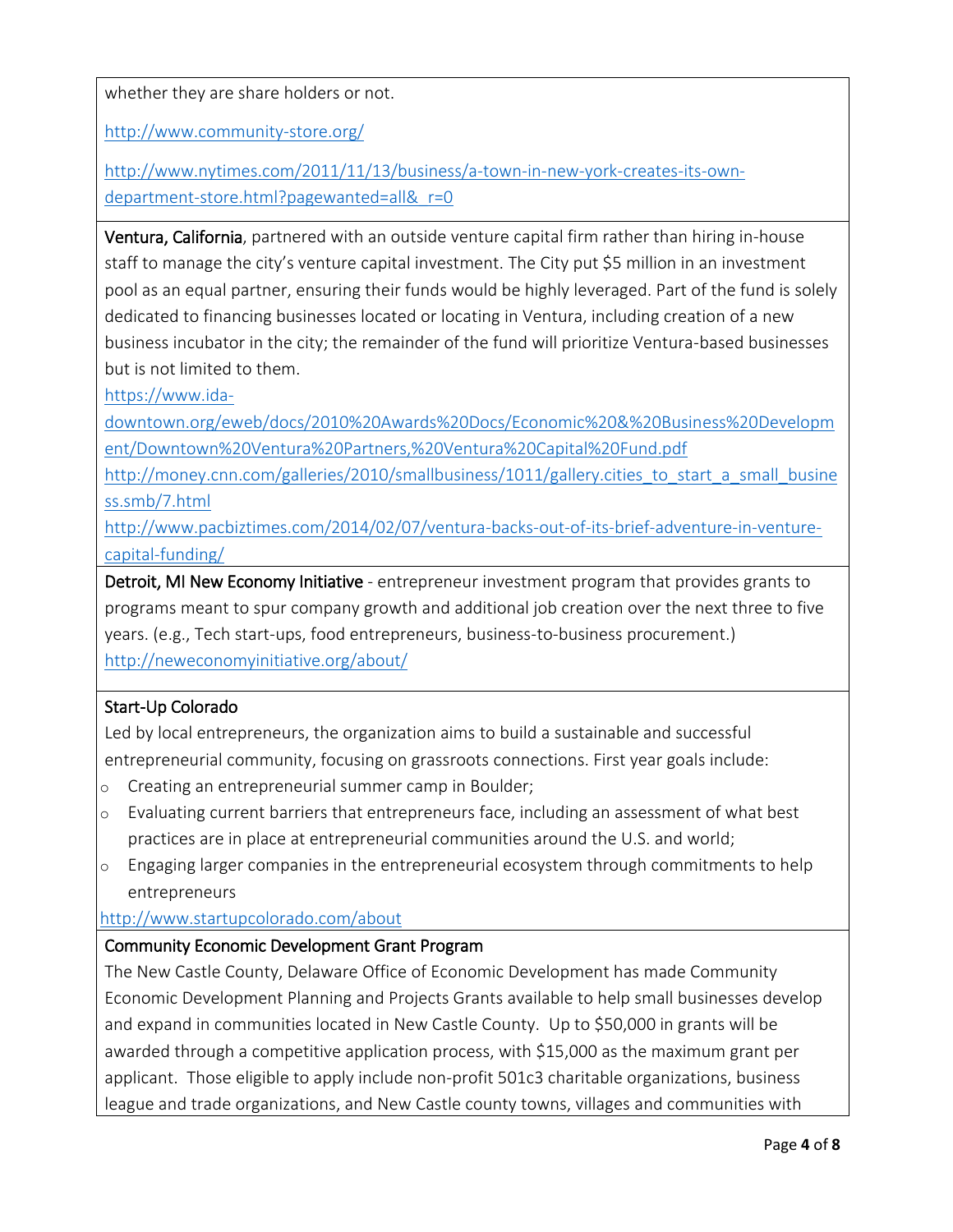whether they are share holders or not.

http://www.community-store.org/

http://www.nytimes.com/2011/11/13/business/a-town-in-new-york-creates-its-own-department-store.html?pagewanted=all&_r=0

**Ventura, California**, partnered with an outside venture capital firm rather than hiring in-house staff to manage the city's venture capital investment. The City put $5 million in an investment pool as an equal partner, ensuring their funds would be highly leveraged. Part of the fund is solely dedicated to financing businesses located or locating in Ventura, including creation of a new business incubator in the city; the remainder of the fund will prioritize Ventura-based businesses but is not limited to them.

https://www.ida-downtown.org/eweb/docs/2010%20Awards%20Docs/Economic%20&%20Business%20Development/Downtown%20Ventura%20Partners,%20Ventura%20Capital%20Fund.pdf

http://money.cnn.com/galleries/2010/smallbusiness/1011/gallery.cities_to_start_a_small_business.smb/7.html

http://www.pacbiztimes.com/2014/02/07/ventura-backs-out-of-its-brief-adventure-in-venture-capital-funding/

**Detroit, MI New Economy Initiative** - entrepreneur investment program that provides grants to programs meant to spur company growth and additional job creation over the next three to five years. (e.g., Tech start-ups, food entrepreneurs, business-to-business procurement.)

http://neweconomyinitiative.org/about/

**Start-Up Colorado**

Led by local entrepreneurs, the organization aims to build a sustainable and successful entrepreneurial community, focusing on grassroots connections. First year goals include:

- Creating an entrepreneurial summer camp in Boulder;
- Evaluating current barriers that entrepreneurs face, including an assessment of what best practices are in place at entrepreneurial communities around the U.S. and world;
- Engaging larger companies in the entrepreneurial ecosystem through commitments to help entrepreneurs

http://www.startupcolorado.com/about

**Community Economic Development Grant Program**

The New Castle County, Delaware Office of Economic Development has made Community Economic Development Planning and Projects Grants available to help small businesses develop and expand in communities located in New Castle County. Up to $50,000 in grants will be awarded through a competitive application process, with $15,000 as the maximum grant per applicant. Those eligible to apply include non-profit 501c3 charitable organizations, business league and trade organizations, and New Castle county towns, villages and communities with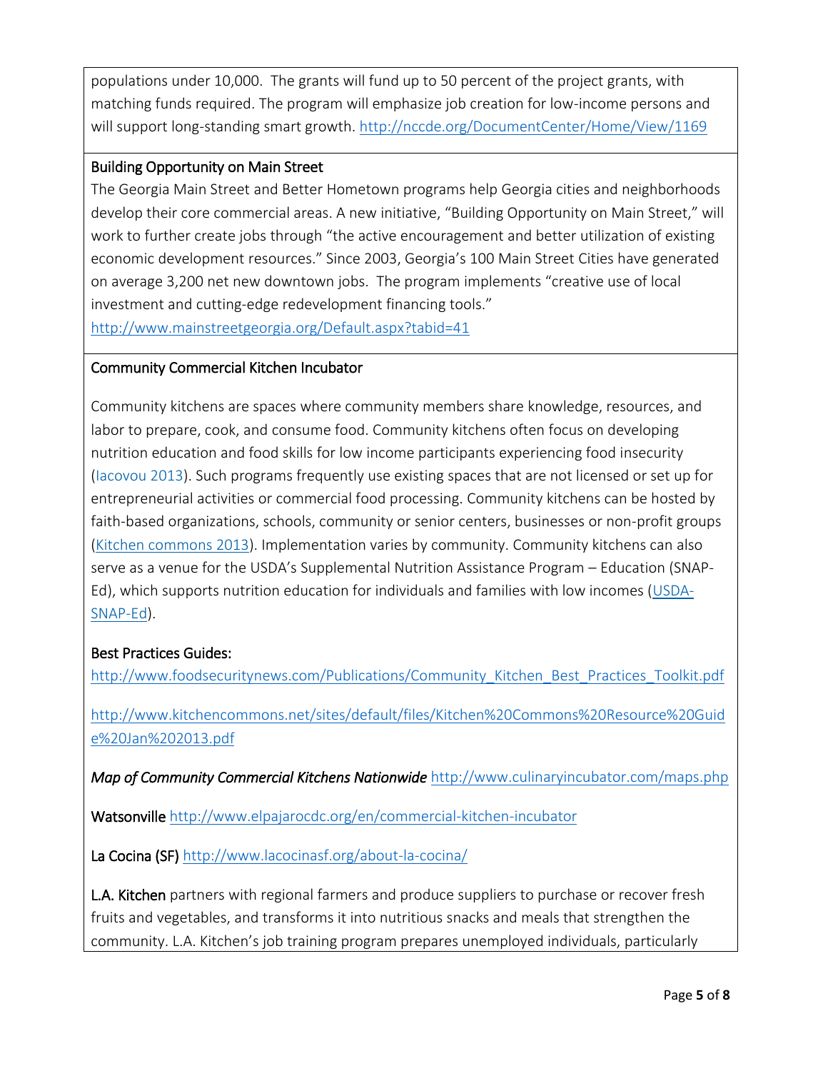populations under 10,000. The grants will fund up to 50 percent of the project grants, with matching funds required. The program will emphasize job creation for low-income persons and will support long-standing smart growth. http://nccde.org/DocumentCenter/Home/View/1169

Building Opportunity on Main Street

The Georgia Main Street and Better Hometown programs help Georgia cities and neighborhoods develop their core commercial areas. A new initiative, "Building Opportunity on Main Street," will work to further create jobs through "the active encouragement and better utilization of existing economic development resources." Since 2003, Georgia's 100 Main Street Cities have generated on average 3,200 net new downtown jobs. The program implements "creative use of local investment and cutting-edge redevelopment financing tools."
http://www.mainstreetgeorgia.org/Default.aspx?tabid=41

Community Commercial Kitchen Incubator

Community kitchens are spaces where community members share knowledge, resources, and labor to prepare, cook, and consume food. Community kitchens often focus on developing nutrition education and food skills for low income participants experiencing food insecurity (Iacovou 2013). Such programs frequently use existing spaces that are not licensed or set up for entrepreneurial activities or commercial food processing. Community kitchens can be hosted by faith-based organizations, schools, community or senior centers, businesses or non-profit groups (Kitchen commons 2013). Implementation varies by community. Community kitchens can also serve as a venue for the USDA's Supplemental Nutrition Assistance Program – Education (SNAP-Ed), which supports nutrition education for individuals and families with low incomes (USDA-SNAP-Ed).

Best Practices Guides:
http://www.foodsecuritynews.com/Publications/Community_Kitchen_Best_Practices_Toolkit.pdf

http://www.kitchencommons.net/sites/default/files/Kitchen%20Commons%20Resource%20Guide%20Jan%202013.pdf

*Map of Community Commercial Kitchens Nationwide* http://www.culinaryincubator.com/maps.php

Watsonville http://www.elpajarocdc.org/en/commercial-kitchen-incubator

La Cocina (SF) http://www.lacocinasf.org/about-la-cocina/

L.A. Kitchen partners with regional farmers and produce suppliers to purchase or recover fresh fruits and vegetables, and transforms it into nutritious snacks and meals that strengthen the community. L.A. Kitchen's job training program prepares unemployed individuals, particularly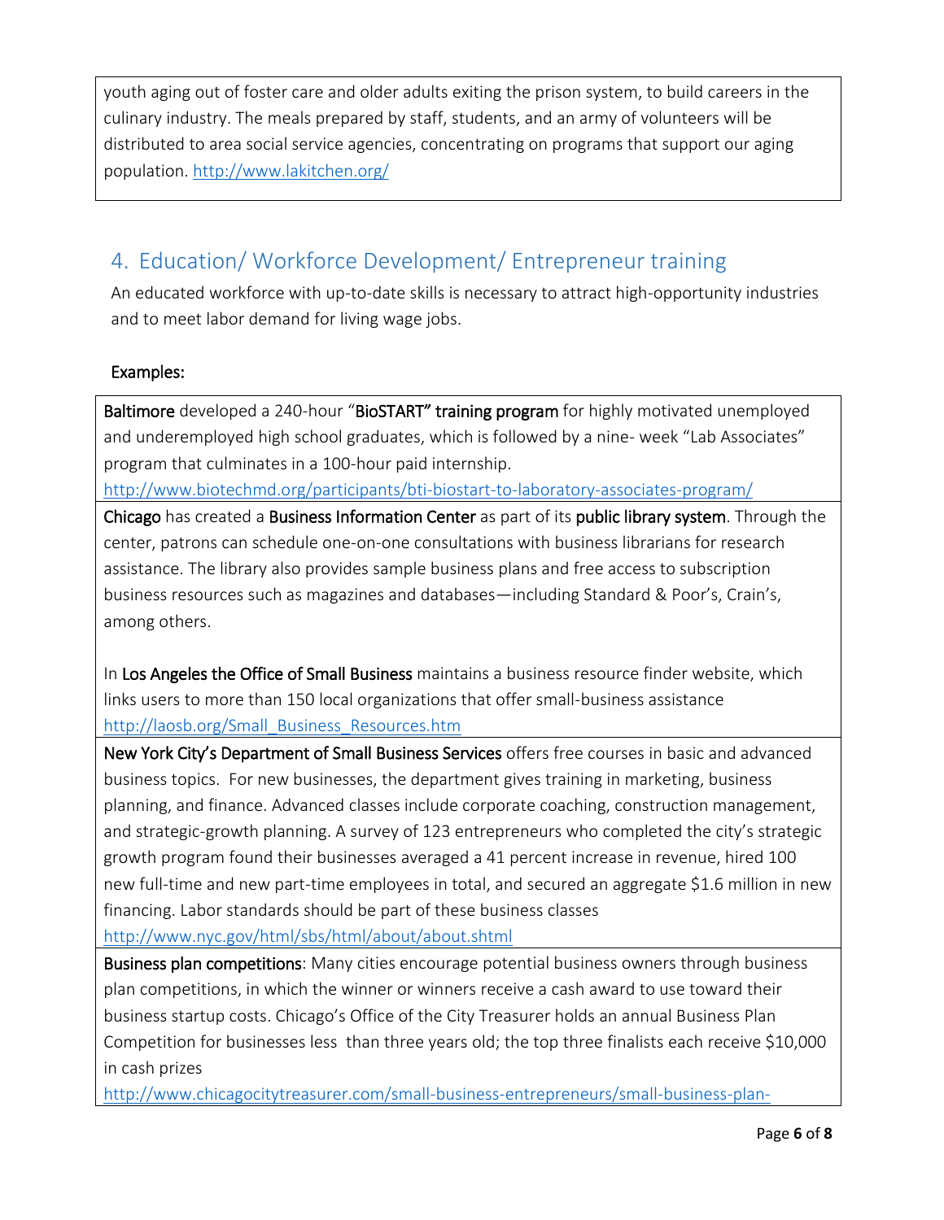youth aging out of foster care and older adults exiting the prison system, to build careers in the culinary industry. The meals prepared by staff, students, and an army of volunteers will be distributed to area social service agencies, concentrating on programs that support our aging population. http://www.lakitchen.org/

## 4. Education/ Workforce Development/ Entrepreneur training

An educated workforce with up-to-date skills is necessary to attract high-opportunity industries and to meet labor demand for living wage jobs.

### Examples:

**Baltimore** developed a 240-hour "**BioSTART" training program** for highly motivated unemployed and underemployed high school graduates, which is followed by a nine- week "Lab Associates" program that culminates in a 100-hour paid internship.
http://www.biotechmd.org/participants/bti-biostart-to-laboratory-associates-program/

**Chicago** has created a **Business Information Center** as part of its **public library system**. Through the center, patrons can schedule one-on-one consultations with business librarians for research assistance. The library also provides sample business plans and free access to subscription business resources such as magazines and databases—including Standard & Poor's, Crain's, among others.

In **Los Angeles the Office of Small Business** maintains a business resource finder website, which links users to more than 150 local organizations that offer small-business assistance
http://laosb.org/Small_Business_Resources.htm

**New York City's Department of Small Business Services** offers free courses in basic and advanced business topics. For new businesses, the department gives training in marketing, business planning, and finance. Advanced classes include corporate coaching, construction management, and strategic-growth planning. A survey of 123 entrepreneurs who completed the city's strategic growth program found their businesses averaged a 41 percent increase in revenue, hired 100 new full-time and new part-time employees in total, and secured an aggregate $1.6 million in new financing. Labor standards should be part of these business classes
http://www.nyc.gov/html/sbs/html/about/about.shtml

**Business plan competitions**: Many cities encourage potential business owners through business plan competitions, in which the winner or winners receive a cash award to use toward their business startup costs. Chicago's Office of the City Treasurer holds an annual Business Plan Competition for businesses less than three years old; the top three finalists each receive $10,000 in cash prizes
http://www.chicagocitytreasurer.com/small-business-entrepreneurs/small-business-plan-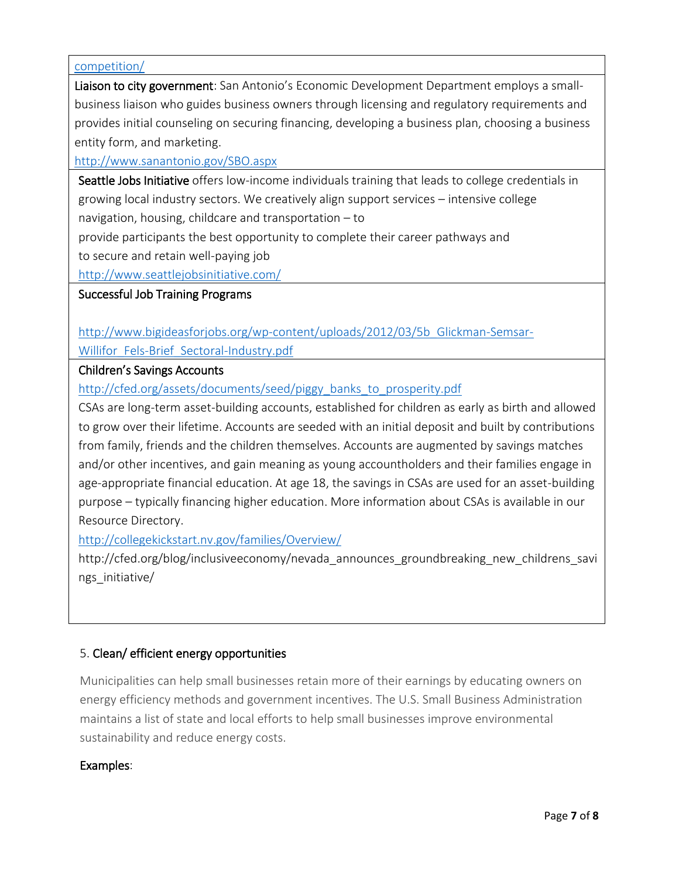competition/

**Liaison to city government**: San Antonio's Economic Development Department employs a small-business liaison who guides business owners through licensing and regulatory requirements and provides initial counseling on securing financing, developing a business plan, choosing a business entity form, and marketing.

http://www.sanantonio.gov/SBO.aspx

**Seattle Jobs Initiative** offers low-income individuals training that leads to college credentials in growing local industry sectors. We creatively align support services – intensive college navigation, housing, childcare and transportation – to provide participants the best opportunity to complete their career pathways and to secure and retain well-paying job

http://www.seattlejobsinitiative.com/

**Successful Job Training Programs**

http://www.bigideasforjobs.org/wp-content/uploads/2012/03/5b_Glickman-Semsar-Willifor_Fels-Brief_Sectoral-Industry.pdf

**Children's Savings Accounts**

http://cfed.org/assets/documents/seed/piggy_banks_to_prosperity.pdf

CSAs are long-term asset-building accounts, established for children as early as birth and allowed to grow over their lifetime. Accounts are seeded with an initial deposit and built by contributions from family, friends and the children themselves. Accounts are augmented by savings matches and/or other incentives, and gain meaning as young accountholders and their families engage in age-appropriate financial education. At age 18, the savings in CSAs are used for an asset-building purpose – typically financing higher education. More information about CSAs is available in our Resource Directory.

http://collegekickstart.nv.gov/families/Overview/

http://cfed.org/blog/inclusiveeconomy/nevada_announces_groundbreaking_new_childrens_savings_initiative/

5. **Clean/ efficient energy opportunities**

Municipalities can help small businesses retain more of their earnings by educating owners on energy efficiency methods and government incentives. The U.S. Small Business Administration maintains a list of state and local efforts to help small businesses improve environmental sustainability and reduce energy costs.

**Examples**: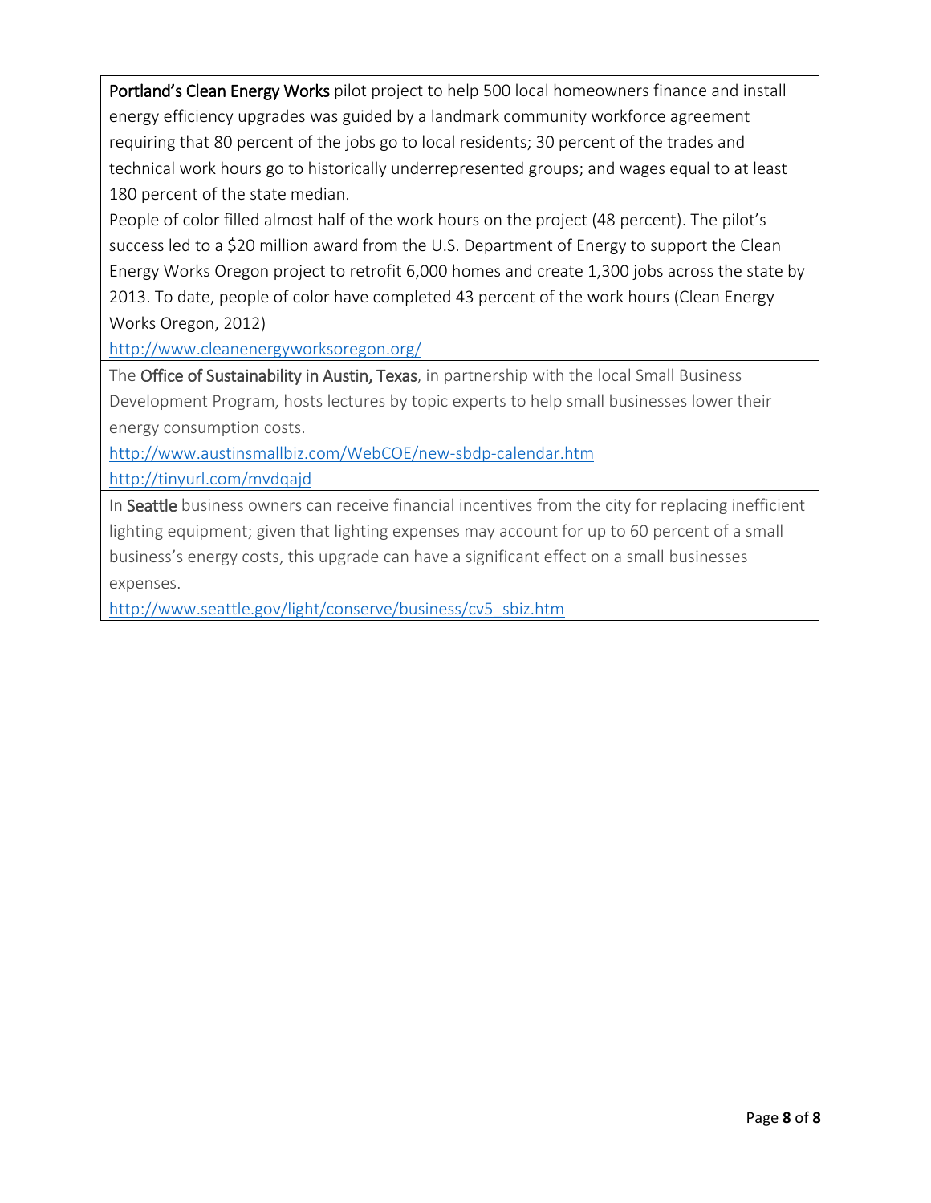| |
|---|
| **Portland's Clean Energy Works** pilot project to help 500 local homeowners finance and install energy efficiency upgrades was guided by a landmark community workforce agreement requiring that 80 percent of the jobs go to local residents; 30 percent of the trades and technical work hours go to historically underrepresented groups; and wages equal to at least 180 percent of the state median. People of color filled almost half of the work hours on the project (48 percent). The pilot's success led to a $20 million award from the U.S. Department of Energy to support the Clean Energy Works Oregon project to retrofit 6,000 homes and create 1,300 jobs across the state by 2013. To date, people of color have completed 43 percent of the work hours (Clean Energy Works Oregon, 2012) http://www.cleanenergyworksoregon.org/ |
| The **Office of Sustainability in Austin, Texas**, in partnership with the local Small Business Development Program, hosts lectures by topic experts to help small businesses lower their energy consumption costs. http://www.austinsmallbiz.com/WebCOE/new-sbdp-calendar.htm http://tinyurl.com/mvdqajd |
| In **Seattle** business owners can receive financial incentives from the city for replacing inefficient lighting equipment; given that lighting expenses may account for up to 60 percent of a small business's energy costs, this upgrade can have a significant effect on a small businesses expenses. http://www.seattle.gov/light/conserve/business/cv5_sbiz.htm |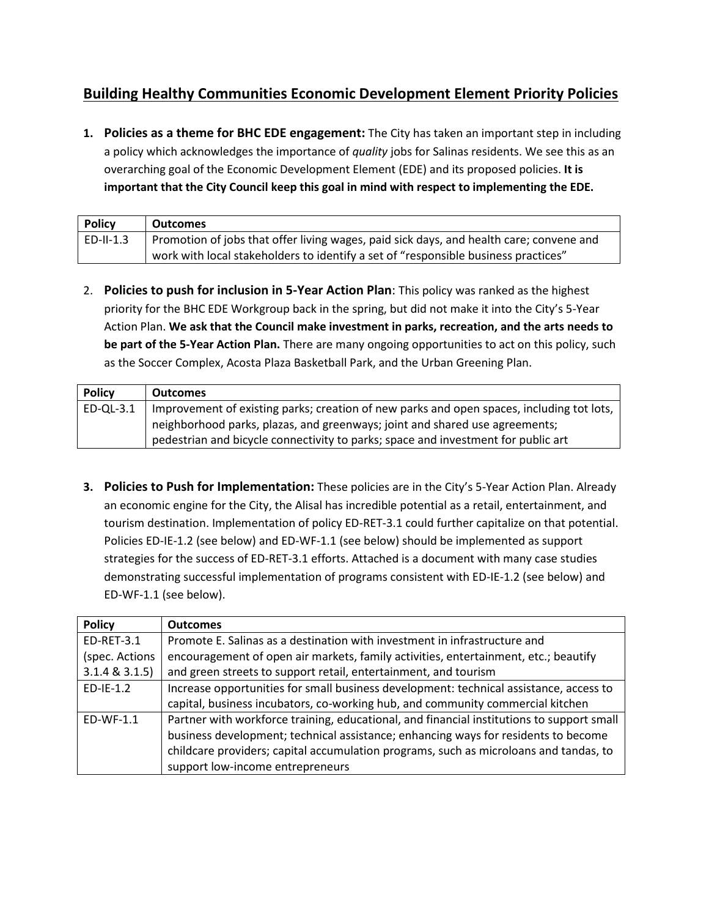# Building Healthy Communities Economic Development Element Priority Policies

1. **Policies as a theme for BHC EDE engagement:** The City has taken an important step in including a policy which acknowledges the importance of *quality* jobs for Salinas residents. We see this as an overarching goal of the Economic Development Element (EDE) and its proposed policies. **It is important that the City Council keep this goal in mind with respect to implementing the EDE.**

| Policy | Outcomes |
|---|---|
| ED-II-1.3 | Promotion of jobs that offer living wages, paid sick days, and health care; convene and work with local stakeholders to identify a set of "responsible business practices" |

2. **Policies to push for inclusion in 5-Year Action Plan**: This policy was ranked as the highest priority for the BHC EDE Workgroup back in the spring, but did not make it into the City's 5-Year Action Plan. **We ask that the Council make investment in parks, recreation, and the arts needs to be part of the 5-Year Action Plan.** There are many ongoing opportunities to act on this policy, such as the Soccer Complex, Acosta Plaza Basketball Park, and the Urban Greening Plan.

| Policy | Outcomes |
|---|---|
| ED-QL-3.1 | Improvement of existing parks; creation of new parks and open spaces, including tot lots, neighborhood parks, plazas, and greenways; joint and shared use agreements; pedestrian and bicycle connectivity to parks; space and investment for public art |

3. **Policies to Push for Implementation:** These policies are in the City's 5-Year Action Plan. Already an economic engine for the City, the Alisal has incredible potential as a retail, entertainment, and tourism destination. Implementation of policy ED-RET-3.1 could further capitalize on that potential. Policies ED-IE-1.2 (see below) and ED-WF-1.1 (see below) should be implemented as support strategies for the success of ED-RET-3.1 efforts. Attached is a document with many case studies demonstrating successful implementation of programs consistent with ED-IE-1.2 (see below) and ED-WF-1.1 (see below).

| Policy | Outcomes |
|---|---|
| ED-RET-3.1 (spec. Actions 3.1.4 & 3.1.5) | Promote E. Salinas as a destination with investment in infrastructure and encouragement of open air markets, family activities, entertainment, etc.; beautify and green streets to support retail, entertainment, and tourism |
| ED-IE-1.2 | Increase opportunities for small business development: technical assistance, access to capital, business incubators, co-working hub, and community commercial kitchen |
| ED-WF-1.1 | Partner with workforce training, educational, and financial institutions to support small business development; technical assistance; enhancing ways for residents to become childcare providers; capital accumulation programs, such as microloans and tandas, to support low-income entrepreneurs |